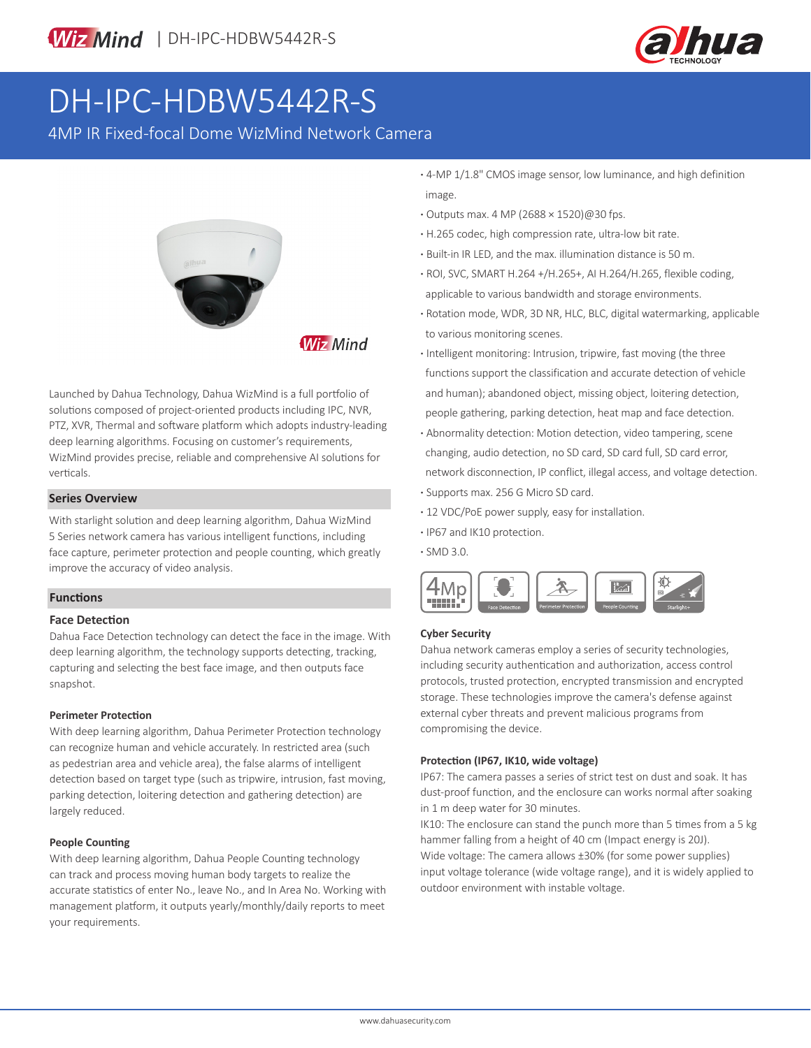# DH-IPC-HDBW5442R-S

4MP IR Fixed-focal Dome WizMind Network Camera

Launched by Dahua Technology, Dahua WizMind is a full portfolio of solutions composed of project-oriented products including IPC, NVR, PTZ, XVR, Thermal and software platform which adopts industry-leading deep learning algorithms. Focusing on customer's requirements, WizMind provides precise, reliable and comprehensive AI solutions for verticals.

## Series Overview

With starlight solution and deep learning algorithm, Dahua WizMind 5 Series network camera has various intelligent functions, including face capture, perimeter protection and people counting, which greatly improve the accuracy of video analysis.

## Functions

### Face Detection

Dahua Face Detection technology can detect the face in the image. With deep learning algorithm, the technology supports detecting, tracking, capturing and selecting the best face image, and then outputs face snapshot.

#### Perimeter Protection

With deep learning algorithm, Dahua Perimeter Protection technology can recognize human and vehicle accurately. In restricted area (such as pedestrian area and vehicle area), the false alarms of intelligent detection based on target type (such as tripwire, intrusion, fast moving, parking detection, loitering detection and gathering detection) are largely reduced.

#### People Counting

With deep learning algorithm, Dahua People Counting technology can track and process moving human body targets to realize the accurate statistics of enter No., leave No., and In Area No. Working with management platform, it outputs yearly/monthly/daily reports to meet your requirements.

- 4-MP 1/1.8" CMOS image sensor, low luminance, and high definition image.
- Outputs max. 4 MP (2688 × 1520)@30 fps.
- H.265 codec, high compression rate, ultra-low bit rate.
- Built-in IR LED, and the max. illumination distance is 50 m.
- ROI, SVC, SMART H.264 +/H.265+, AI H.264/H.265, flexible coding, applicable to various bandwidth and storage environments.
- Rotation mode, WDR, 3D NR, HLC, BLC, digital watermarking, applicable to various monitoring scenes.
- Intelligent monitoring: Intrusion, tripwire, fast moving (the three functions support the classification and accurate detection of vehicle and human); abandoned object, missing object, loitering detection, people gathering, parking detection, heat map and face detection.
- Abnormality detection: Motion detection, video tampering, scene changing, audio detection, no SD card, SD card full, SD card error, network disconnection, IP conflict, illegal access, and voltage detection.
- Supports max. 256 G Micro SD card.
- 12 VDC/PoE power supply, easy for installation.
- IP67 and IK10 protection.
- SMD 3.0.

#### Cyber Security

Dahua network cameras employ a series of security technologies, including security authentication and authorization, access control protocols, trusted protection, encrypted transmission and encrypted storage. These technologies improve the camera's defense against external cyber threats and prevent malicious programs from compromising the device.

#### Protection (IP67, IK10, wide voltage)

IP67: The camera passes a series of strict test on dust and soak. It has dust-proof function, and the enclosure can works normal after soaking in 1 m deep water for 30 minutes.
IK10: The enclosure can stand the punch more than 5 times from a 5 kg hammer falling from a height of 40 cm (Impact energy is 20J).
Wide voltage: The camera allows ±30% (for some power supplies) input voltage tolerance (wide voltage range), and it is widely applied to outdoor environment with instable voltage.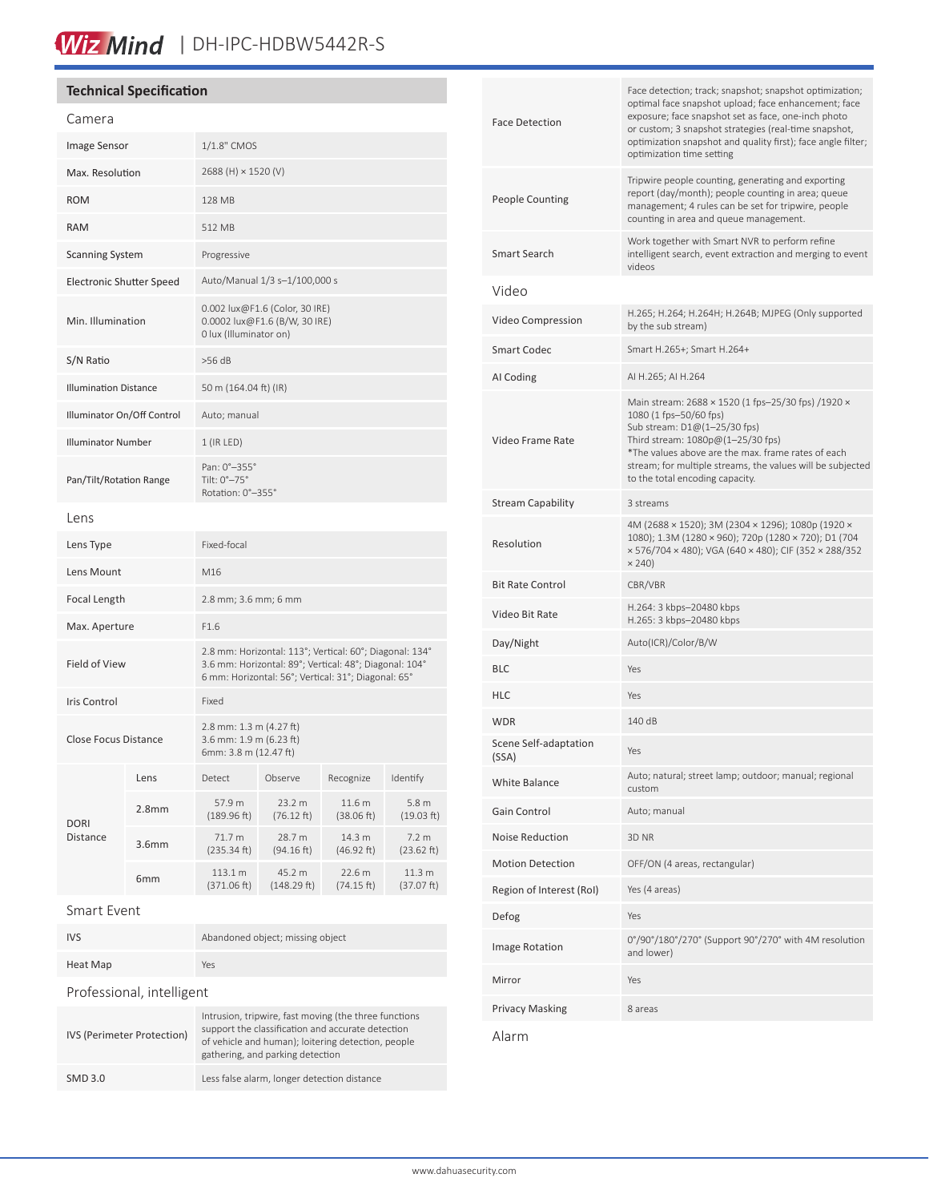# WizMind | DH-IPC-HDBW5442R-S

## Technical Specification

### Camera

| | |
|---|---|
| Image Sensor | 1/1.8" CMOS |
| Max. Resolution | 2688 (H) × 1520 (V) |
| ROM | 128 MB |
| RAM | 512 MB |
| Scanning System | Progressive |
| Electronic Shutter Speed | Auto/Manual 1/3 s–1/100,000 s |
| Min. Illumination | 0.002 lux@F1.6 (Color, 30 IRE)<br>0.0002 lux@F1.6 (B/W, 30 IRE)<br>0 lux (Illuminator on) |
| S/N Ratio | >56 dB |
| Illumination Distance | 50 m (164.04 ft) (IR) |
| Illuminator On/Off Control | Auto; manual |
| Illuminator Number | 1 (IR LED) |
| Pan/Tilt/Rotation Range | Pan: 0°–355°<br>Tilt: 0°–75°<br>Rotation: 0°–355° |

### Lens

| | |
|---|---|
| Lens Type | Fixed-focal |
| Lens Mount | M16 |
| Focal Length | 2.8 mm; 3.6 mm; 6 mm |
| Max. Aperture | F1.6 |
| Field of View | 2.8 mm: Horizontal: 113°; Vertical: 60°; Diagonal: 134°<br>3.6 mm: Horizontal: 89°; Vertical: 48°; Diagonal: 104°<br>6 mm: Horizontal: 56°; Vertical: 31°; Diagonal: 65° |
| Iris Control | Fixed |
| Close Focus Distance | 2.8 mm: 1.3 m (4.27 ft)<br>3.6 mm: 1.9 m (6.23 ft)<br>6mm: 3.8 m (12.47 ft) |

| DORI Distance | Lens | Detect | Observe | Recognize | Identify |
|---|---|---|---|---|---|
| | 2.8mm | 57.9 m (189.96 ft) | 23.2 m (76.12 ft) | 11.6 m (38.06 ft) | 5.8 m (19.03 ft) |
| | 3.6mm | 71.7 m (235.34 ft) | 28.7 m (94.16 ft) | 14.3 m (46.92 ft) | 7.2 m (23.62 ft) |
| | 6mm | 113.1 m (371.06 ft) | 45.2 m (148.29 ft) | 22.6 m (74.15 ft) | 11.3 m (37.07 ft) |

### Smart Event

| | |
|---|---|
| IVS | Abandoned object; missing object |
| Heat Map | Yes |

### Professional, intelligent

| | |
|---|---|
| IVS (Perimeter Protection) | Intrusion, tripwire, fast moving (the three functions support the classification and accurate detection of vehicle and human); loitering detection, people gathering, and parking detection |
| SMD 3.0 | Less false alarm, longer detection distance |
| Face Detection | Face detection; track; snapshot; snapshot optimization; optimal face snapshot upload; face enhancement; face exposure; face snapshot set as face, one-inch photo or custom; 3 snapshot strategies (real-time snapshot, optimization snapshot and quality first); face angle filter; optimization time setting |
| People Counting | Tripwire people counting, generating and exporting report (day/month); people counting in area; queue management; 4 rules can be set for tripwire, people counting in area and queue management. |
| Smart Search | Work together with Smart NVR to perform refine intelligent search, event extraction and merging to event videos |

### Video

| | |
|---|---|
| Video Compression | H.265; H.264; H.264H; H.264B; MJPEG (Only supported by the sub stream) |
| Smart Codec | Smart H.265+; Smart H.264+ |
| AI Coding | AI H.265; AI H.264 |
| Video Frame Rate | Main stream: 2688 × 1520 (1 fps–25/30 fps) /1920 × 1080 (1 fps–50/60 fps)<br>Sub stream: D1@(1–25/30 fps)<br>Third stream: 1080p@(1–25/30 fps)<br>*The values above are the max. frame rates of each stream; for multiple streams, the values will be subjected to the total encoding capacity. |
| Stream Capability | 3 streams |
| Resolution | 4M (2688 × 1520); 3M (2304 × 1296); 1080p (1920 × 1080); 1.3M (1280 × 960); 720p (1280 × 720); D1 (704 × 576/704 × 480); VGA (640 × 480); CIF (352 × 288/352 × 240) |
| Bit Rate Control | CBR/VBR |
| Video Bit Rate | H.264: 3 kbps–20480 kbps<br>H.265: 3 kbps–20480 kbps |
| Day/Night | Auto(ICR)/Color/B/W |
| BLC | Yes |
| HLC | Yes |
| WDR | 140 dB |
| Scene Self-adaptation (SSA) | Yes |
| White Balance | Auto; natural; street lamp; outdoor; manual; regional custom |
| Gain Control | Auto; manual |
| Noise Reduction | 3D NR |
| Motion Detection | OFF/ON (4 areas, rectangular) |
| Region of Interest (RoI) | Yes (4 areas) |
| Defog | Yes |
| Image Rotation | 0°/90°/180°/270° (Support 90°/270° with 4M resolution and lower) |
| Mirror | Yes |
| Privacy Masking | 8 areas |

### Alarm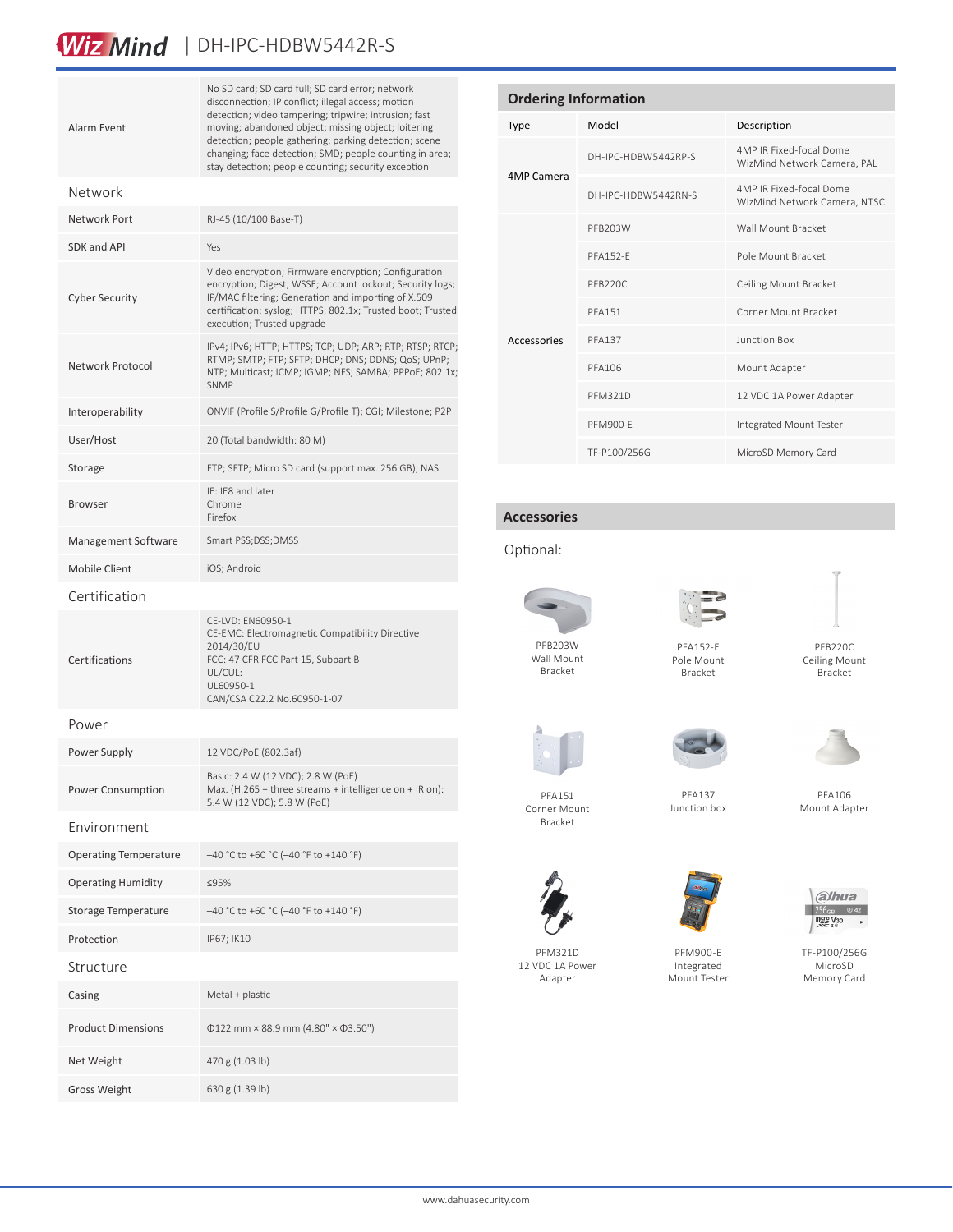| | |
|---|---|
| Alarm Event | No SD card; SD card full; SD card error; network disconnection; IP conflict; illegal access; motion detection; video tampering; tripwire; intrusion; fast moving; abandoned object; missing object; loitering detection; people gathering; parking detection; scene changing; face detection; SMD; people counting in area; stay detection; people counting; security exception |

## Network

| | |
|---|---|
| Network Port | RJ-45 (10/100 Base-T) |
| SDK and API | Yes |
| Cyber Security | Video encryption; Firmware encryption; Configuration encryption; Digest; WSSE; Account lockout; Security logs; IP/MAC filtering; Generation and importing of X.509 certification; syslog; HTTPS; 802.1x; Trusted boot; Trusted execution; Trusted upgrade |
| Network Protocol | IPv4; IPv6; HTTP; HTTPS; TCP; UDP; ARP; RTP; RTSP; RTCP; RTMP; SMTP; FTP; SFTP; DHCP; DNS; DDNS; QoS; UPnP; NTP; Multicast; ICMP; IGMP; NFS; SAMBA; PPPoE; 802.1x; SNMP |
| Interoperability | ONVIF (Profile S/Profile G/Profile T); CGI; Milestone; P2P |
| User/Host | 20 (Total bandwidth: 80 M) |
| Storage | FTP; SFTP; Micro SD card (support max. 256 GB); NAS |
| Browser | IE: IE8 and later<br>Chrome<br>Firefox |
| Management Software | Smart PSS;DSS;DMSS |
| Mobile Client | iOS; Android |

## Certification

| | |
|---|---|
| Certifications | CE-LVD: EN60950-1<br>CE-EMC: Electromagnetic Compatibility Directive 2014/30/EU<br>FCC: 47 CFR FCC Part 15, Subpart B<br>UL/CUL:<br>UL60950-1<br>CAN/CSA C22.2 No.60950-1-07 |

## Power

| | |
|---|---|
| Power Supply | 12 VDC/PoE (802.3af) |
| Power Consumption | Basic: 2.4 W (12 VDC); 2.8 W (PoE)<br>Max. (H.265 + three streams + intelligence on + IR on): 5.4 W (12 VDC); 5.8 W (PoE) |

## Environment

| | |
|---|---|
| Operating Temperature | –40 °C to +60 °C (–40 °F to +140 °F) |
| Operating Humidity | ≤95% |
| Storage Temperature | –40 °C to +60 °C (–40 °F to +140 °F) |
| Protection | IP67; IK10 |

## Structure

| | |
|---|---|
| Casing | Metal + plastic |
| Product Dimensions | Φ122 mm × 88.9 mm (4.80" × Φ3.50") |
| Net Weight | 470 g (1.03 lb) |
| Gross Weight | 630 g (1.39 lb) |

## Ordering Information

| Type | Model | Description |
|---|---|---|
| 4MP Camera | DH-IPC-HDBW5442RP-S | 4MP IR Fixed-focal Dome WizMind Network Camera, PAL |
| | DH-IPC-HDBW5442RN-S | 4MP IR Fixed-focal Dome WizMind Network Camera, NTSC |
| Accessories | PFB203W | Wall Mount Bracket |
| | PFA152-E | Pole Mount Bracket |
| | PFB220C | Ceiling Mount Bracket |
| | PFA151 | Corner Mount Bracket |
| | PFA137 | Junction Box |
| | PFA106 | Mount Adapter |
| | PFM321D | 12 VDC 1A Power Adapter |
| | PFM900-E | Integrated Mount Tester |
| | TF-P100/256G | MicroSD Memory Card |

## Accessories

Optional:

PFB203W Wall Mount Bracket

PFA152-E Pole Mount Bracket

PFB220C Ceiling Mount Bracket

PFA151 Corner Mount Bracket

PFA137 Junction box

PFA106 Mount Adapter

PFM321D 12 VDC 1A Power Adapter

PFM900-E Integrated Mount Tester

TF-P100/256G MicroSD Memory Card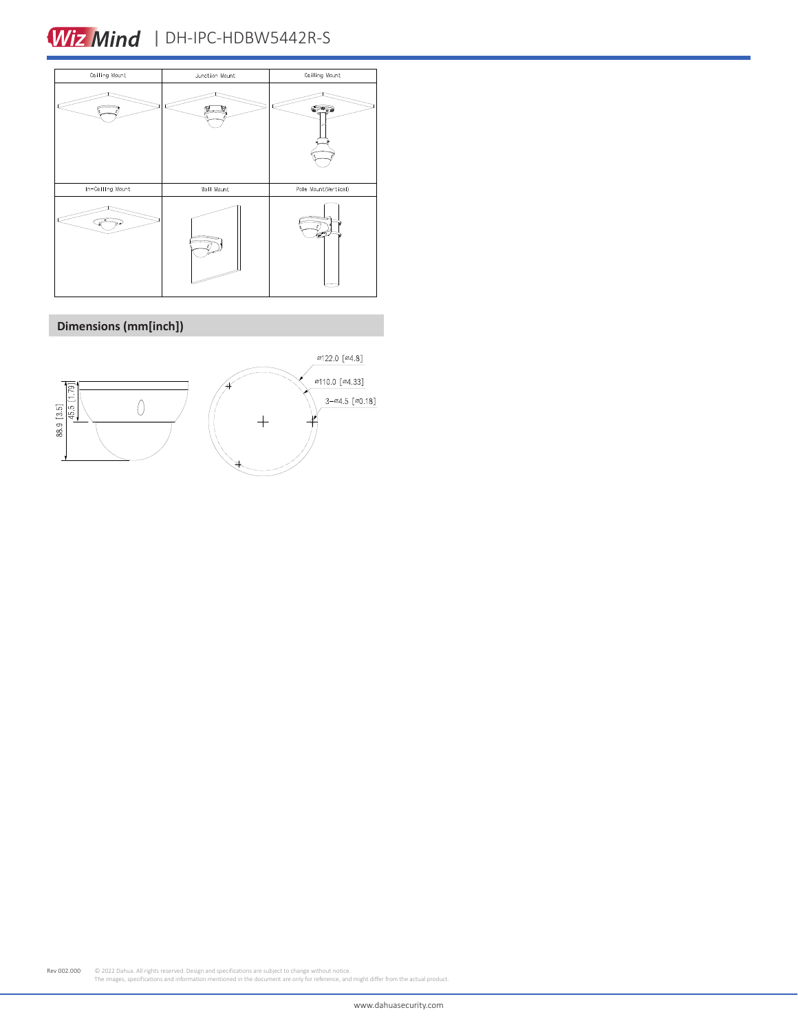| Ceiling Mount | Junction Mount | Ceiling Mount |
| --- | --- | --- |
| | | |
| In-Ceiling Mount | Wall Mount | Pole Mount(Vertical) |
| | | |

## Dimensions (mm[inch])

ø122.0 [ø4.8]

ø110.0 [ø4.33]

3–ø4.5 [ø0.18]

45.5 [1.79]

88.9 [3.5]

Rev 002.000

© 2022 Dahua. All rights reserved. Design and specifications are subject to change without notice.
The images, specifications and information mentioned in the document are only for reference, and might differ from the actual product.

www.dahuasecurity.com